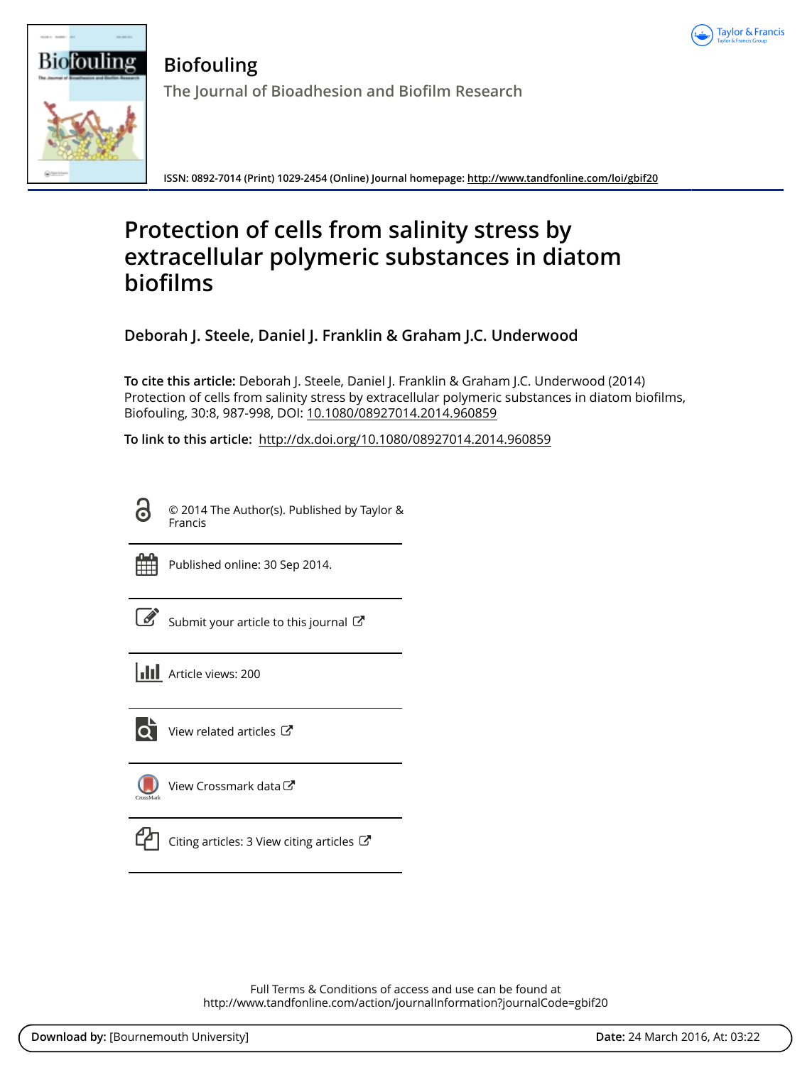# Biofouling

The Journal of Bioadhesion and Biofilm Research

ISSN: 0892-7014 (Print) 1029-2454 (Online) Journal homepage: http://www.tandfonline.com/loi/gbif20

# Protection of cells from salinity stress by extracellular polymeric substances in diatom biofilms

**Deborah J. Steele, Daniel J. Franklin & Graham J.C. Underwood**

**To cite this article:** Deborah J. Steele, Daniel J. Franklin & Graham J.C. Underwood (2014) Protection of cells from salinity stress by extracellular polymeric substances in diatom biofilms, Biofouling, 30:8, 987-998, DOI: 10.1080/08927014.2014.960859

**To link to this article:** http://dx.doi.org/10.1080/08927014.2014.960859

© 2014 The Author(s). Published by Taylor & Francis

Published online: 30 Sep 2014.

Submit your article to this journal

Article views: 200

View related articles

View Crossmark data

Citing articles: 3 View citing articles

Full Terms & Conditions of access and use can be found at
http://www.tandfonline.com/action/journalInformation?journalCode=gbif20

**Download by:** [Bournemouth University] **Date:** 24 March 2016, At: 03:22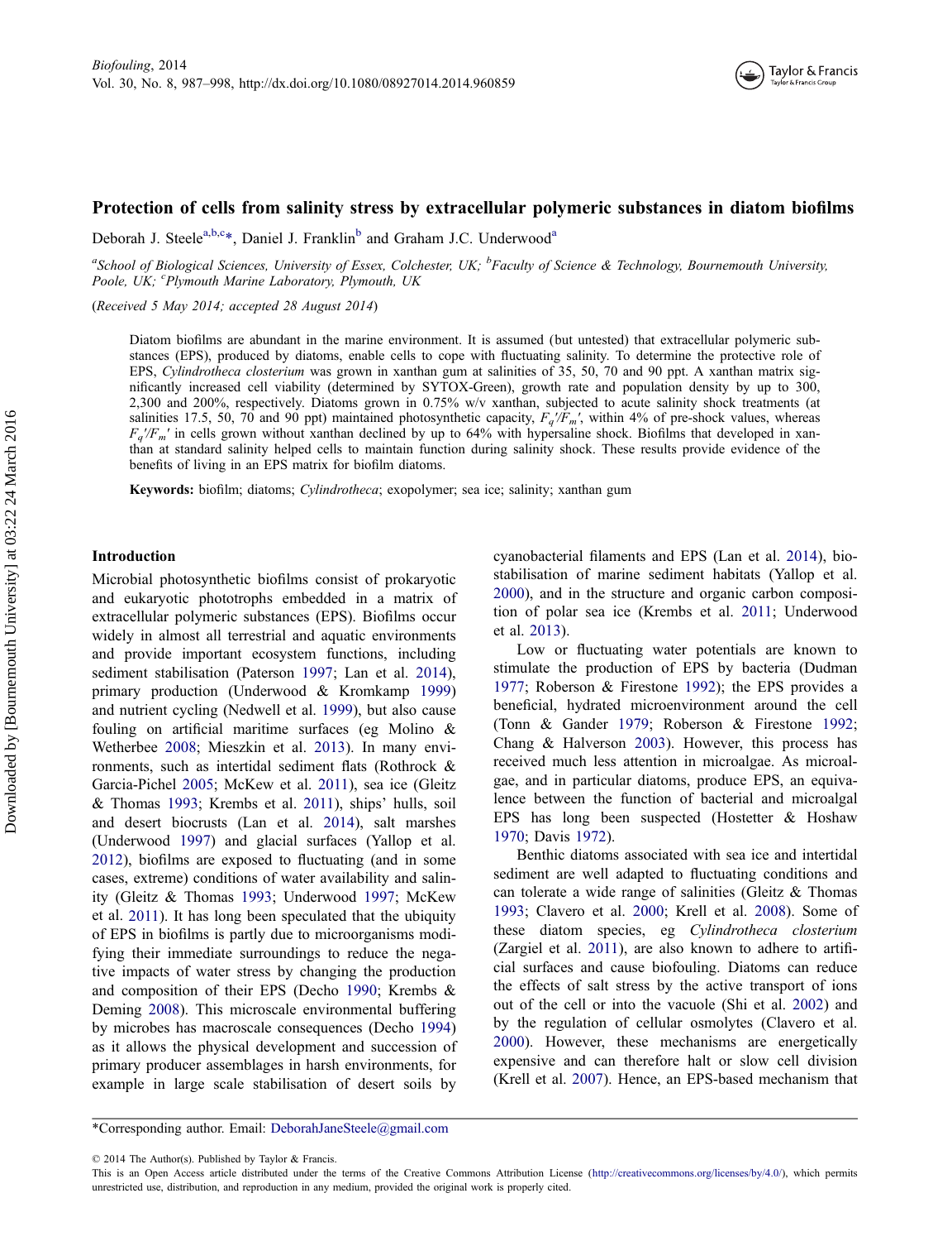# Protection of cells from salinity stress by extracellular polymeric substances in diatom biofilms

Deborah J. Steele[a,b,c]*, Daniel J. Franklin[b] and Graham J.C. Underwood[a]

[a]*School of Biological Sciences, University of Essex, Colchester, UK;* [b]*Faculty of Science & Technology, Bournemouth University, Poole, UK;* [c]*Plymouth Marine Laboratory, Plymouth, UK*

(*Received 5 May 2014; accepted 28 August 2014*)

Diatom biofilms are abundant in the marine environment. It is assumed (but untested) that extracellular polymeric substances (EPS), produced by diatoms, enable cells to cope with fluctuating salinity. To determine the protective role of EPS, *Cylindrotheca closterium* was grown in xanthan gum at salinities of 35, 50, 70 and 90 ppt. A xanthan matrix significantly increased cell viability (determined by SYTOX-Green), growth rate and population density by up to 300, 2,300 and 200%, respectively. Diatoms grown in 0.75% w/v xanthan, subjected to acute salinity shock treatments (at salinities 17.5, 50, 70 and 90 ppt) maintained photosynthetic capacity, $F_q'/F_m'$, within 4% of pre-shock values, whereas $F_q'/F_m'$ in cells grown without xanthan declined by up to 64% with hypersaline shock. Biofilms that developed in xanthan at standard salinity helped cells to maintain function during salinity shock. These results provide evidence of the benefits of living in an EPS matrix for biofilm diatoms.

**Keywords:** biofilm; diatoms; *Cylindrotheca*; exopolymer; sea ice; salinity; xanthan gum

## Introduction

Microbial photosynthetic biofilms consist of prokaryotic and eukaryotic phototrophs embedded in a matrix of extracellular polymeric substances (EPS). Biofilms occur widely in almost all terrestrial and aquatic environments and provide important ecosystem functions, including sediment stabilisation (Paterson 1997; Lan et al. 2014), primary production (Underwood & Kromkamp 1999) and nutrient cycling (Nedwell et al. 1999), but also cause fouling on artificial maritime surfaces (eg Molino & Wetherbee 2008; Mieszkin et al. 2013). In many environments, such as intertidal sediment flats (Rothrock & Garcia-Pichel 2005; McKew et al. 2011), sea ice (Gleitz & Thomas 1993; Krembs et al. 2011), ships' hulls, soil and desert biocrusts (Lan et al. 2014), salt marshes (Underwood 1997) and glacial surfaces (Yallop et al. 2012), biofilms are exposed to fluctuating (and in some cases, extreme) conditions of water availability and salinity (Gleitz & Thomas 1993; Underwood 1997; McKew et al. 2011). It has long been speculated that the ubiquity of EPS in biofilms is partly due to microorganisms modifying their immediate surroundings to reduce the negative impacts of water stress by changing the production and composition of their EPS (Decho 1990; Krembs & Deming 2008). This microscale environmental buffering by microbes has macroscale consequences (Decho 1994) as it allows the physical development and succession of primary producer assemblages in harsh environments, for example in large scale stabilisation of desert soils by cyanobacterial filaments and EPS (Lan et al. 2014), biostabilisation of marine sediment habitats (Yallop et al. 2000), and in the structure and organic carbon composition of polar sea ice (Krembs et al. 2011; Underwood et al. 2013).

Low or fluctuating water potentials are known to stimulate the production of EPS by bacteria (Dudman 1977; Roberson & Firestone 1992); the EPS provides a beneficial, hydrated microenvironment around the cell (Tonn & Gander 1979; Roberson & Firestone 1992; Chang & Halverson 2003). However, this process has received much less attention in microalgae. As microalgae, and in particular diatoms, produce EPS, an equivalence between the function of bacterial and microalgal EPS has long been suspected (Hostetter & Hoshaw 1970; Davis 1972).

Benthic diatoms associated with sea ice and intertidal sediment are well adapted to fluctuating conditions and can tolerate a wide range of salinities (Gleitz & Thomas 1993; Clavero et al. 2000; Krell et al. 2008). Some of these diatom species, eg *Cylindrotheca closterium* (Zargiel et al. 2011), are also known to adhere to artificial surfaces and cause biofouling. Diatoms can reduce the effects of salt stress by the active transport of ions out of the cell or into the vacuole (Shi et al. 2002) and by the regulation of cellular osmolytes (Clavero et al. 2000). However, these mechanisms are energetically expensive and can therefore halt or slow cell division (Krell et al. 2007). Hence, an EPS-based mechanism that

*Corresponding author. Email: DeborahJaneSteele@gmail.com

© 2014 The Author(s). Published by Taylor & Francis.
This is an Open Access article distributed under the terms of the Creative Commons Attribution License (http://creativecommons.org/licenses/by/4.0/), which permits unrestricted use, distribution, and reproduction in any medium, provided the original work is properly cited.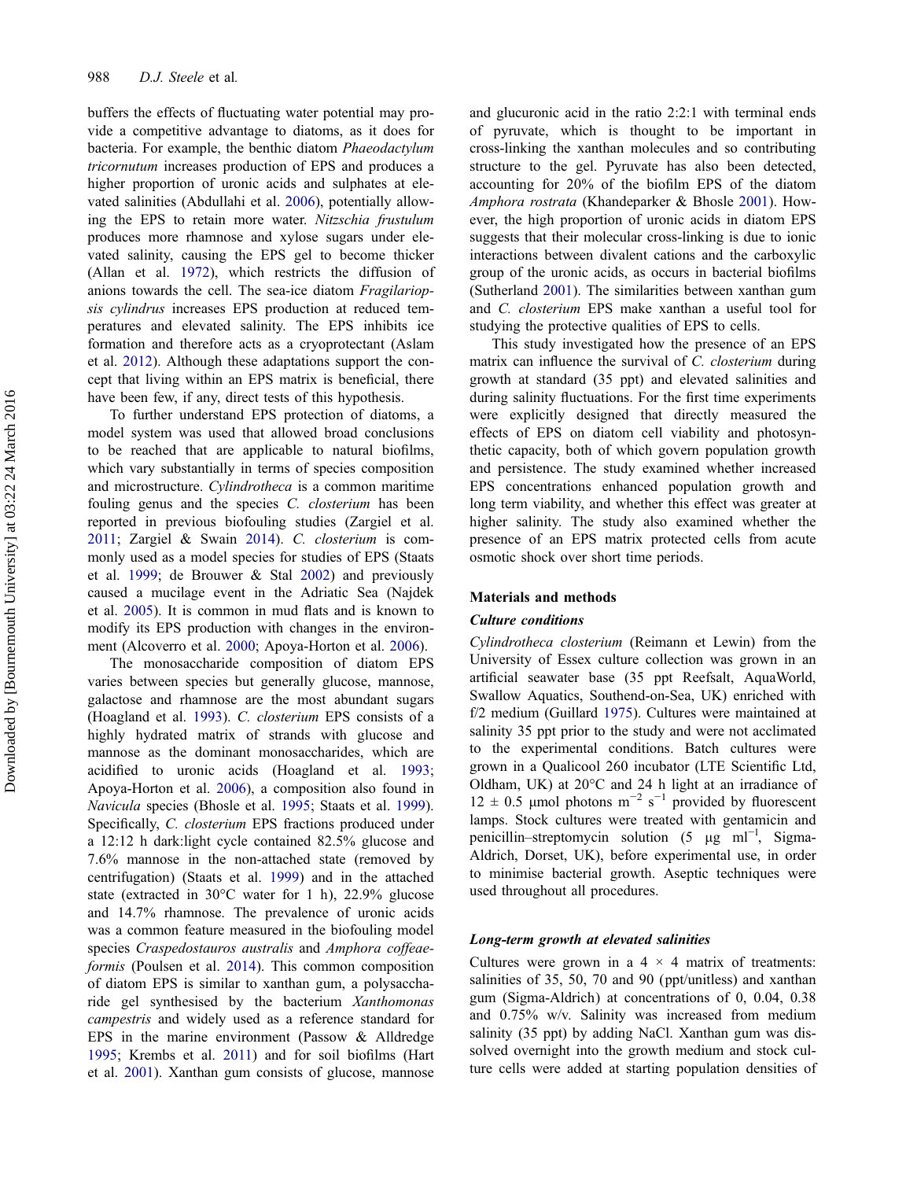buffers the effects of fluctuating water potential may provide a competitive advantage to diatoms, as it does for bacteria. For example, the benthic diatom *Phaeodactylum tricornutum* increases production of EPS and produces a higher proportion of uronic acids and sulphates at elevated salinities (Abdullahi et al. 2006), potentially allowing the EPS to retain more water. *Nitzschia frustulum* produces more rhamnose and xylose sugars under elevated salinity, causing the EPS gel to become thicker (Allan et al. 1972), which restricts the diffusion of anions towards the cell. The sea-ice diatom *Fragilariopsis cylindrus* increases EPS production at reduced temperatures and elevated salinity. The EPS inhibits ice formation and therefore acts as a cryoprotectant (Aslam et al. 2012). Although these adaptations support the concept that living within an EPS matrix is beneficial, there have been few, if any, direct tests of this hypothesis.

To further understand EPS protection of diatoms, a model system was used that allowed broad conclusions to be reached that are applicable to natural biofilms, which vary substantially in terms of species composition and microstructure. *Cylindrotheca* is a common maritime fouling genus and the species *C. closterium* has been reported in previous biofouling studies (Zargiel et al. 2011; Zargiel & Swain 2014). *C. closterium* is commonly used as a model species for studies of EPS (Staats et al. 1999; de Brouwer & Stal 2002) and previously caused a mucilage event in the Adriatic Sea (Najdek et al. 2005). It is common in mud flats and is known to modify its EPS production with changes in the environment (Alcoverro et al. 2000; Apoya-Horton et al. 2006).

The monosaccharide composition of diatom EPS varies between species but generally glucose, mannose, galactose and rhamnose are the most abundant sugars (Hoagland et al. 1993). *C. closterium* EPS consists of a highly hydrated matrix of strands with glucose and mannose as the dominant monosaccharides, which are acidified to uronic acids (Hoagland et al. 1993; Apoya-Horton et al. 2006), a composition also found in *Navicula* species (Bhosle et al. 1995; Staats et al. 1999). Specifically, *C. closterium* EPS fractions produced under a 12:12 h dark:light cycle contained 82.5% glucose and 7.6% mannose in the non-attached state (removed by centrifugation) (Staats et al. 1999) and in the attached state (extracted in 30°C water for 1 h), 22.9% glucose and 14.7% rhamnose. The prevalence of uronic acids was a common feature measured in the biofouling model species *Craspedostauros australis* and *Amphora coffeaeformis* (Poulsen et al. 2014). This common composition of diatom EPS is similar to xanthan gum, a polysaccharide gel synthesised by the bacterium *Xanthomonas campestris* and widely used as a reference standard for EPS in the marine environment (Passow & Alldredge 1995; Krembs et al. 2011) and for soil biofilms (Hart et al. 2001). Xanthan gum consists of glucose, mannose and glucuronic acid in the ratio 2:2:1 with terminal ends of pyruvate, which is thought to be important in cross-linking the xanthan molecules and so contributing structure to the gel. Pyruvate has also been detected, accounting for 20% of the biofilm EPS of the diatom *Amphora rostrata* (Khandeparker & Bhosle 2001). However, the high proportion of uronic acids in diatom EPS suggests that their molecular cross-linking is due to ionic interactions between divalent cations and the carboxylic group of the uronic acids, as occurs in bacterial biofilms (Sutherland 2001). The similarities between xanthan gum and *C. closterium* EPS make xanthan a useful tool for studying the protective qualities of EPS to cells.

This study investigated how the presence of an EPS matrix can influence the survival of *C. closterium* during growth at standard (35 ppt) and elevated salinities and during salinity fluctuations. For the first time experiments were explicitly designed that directly measured the effects of EPS on diatom cell viability and photosynthetic capacity, both of which govern population growth and persistence. The study examined whether increased EPS concentrations enhanced population growth and long term viability, and whether this effect was greater at higher salinity. The study also examined whether the presence of an EPS matrix protected cells from acute osmotic shock over short time periods.

## Materials and methods

### Culture conditions

*Cylindrotheca closterium* (Reimann et Lewin) from the University of Essex culture collection was grown in an artificial seawater base (35 ppt Reefsalt, AquaWorld, Swallow Aquatics, Southend-on-Sea, UK) enriched with f/2 medium (Guillard 1975). Cultures were maintained at salinity 35 ppt prior to the study and were not acclimated to the experimental conditions. Batch cultures were grown in a Qualicool 260 incubator (LTE Scientific Ltd, Oldham, UK) at 20°C and 24 h light at an irradiance of 12 ± 0.5 μmol photons $m^{-2}$ $s^{-1}$ provided by fluorescent lamps. Stock cultures were treated with gentamicin and penicillin–streptomycin solution (5 μg $ml^{-1}$, Sigma-Aldrich, Dorset, UK), before experimental use, in order to minimise bacterial growth. Aseptic techniques were used throughout all procedures.

### Long-term growth at elevated salinities

Cultures were grown in a 4 × 4 matrix of treatments: salinities of 35, 50, 70 and 90 (ppt/unitless) and xanthan gum (Sigma-Aldrich) at concentrations of 0, 0.04, 0.38 and 0.75% w/v. Salinity was increased from medium salinity (35 ppt) by adding NaCl. Xanthan gum was dissolved overnight into the growth medium and stock culture cells were added at starting population densities of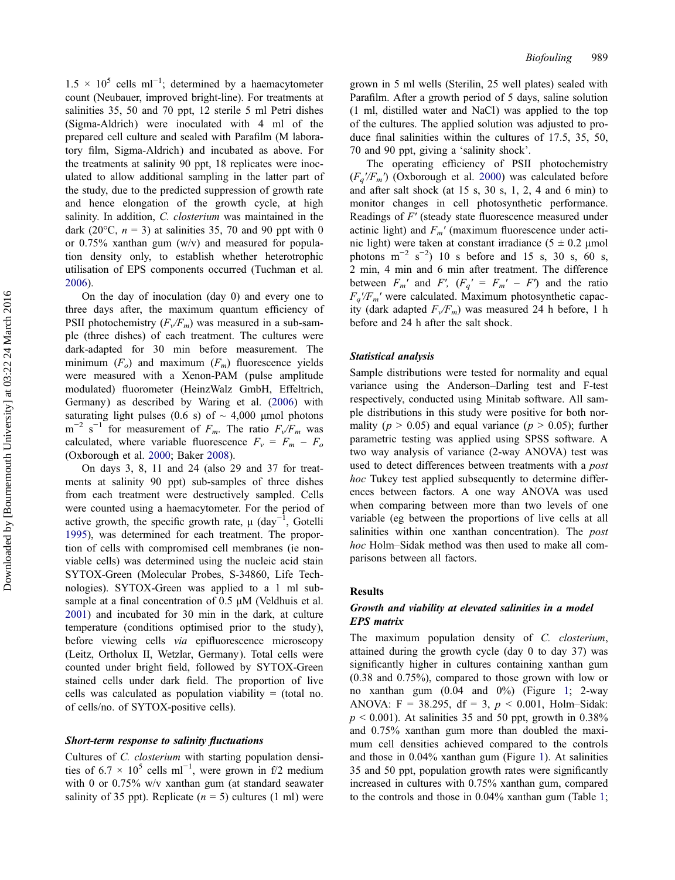$1.5 \times 10^5$ cells ml$^{-1}$; determined by a haemacytometer count (Neubauer, improved bright-line). For treatments at salinities 35, 50 and 70 ppt, 12 sterile 5 ml Petri dishes (Sigma-Aldrich) were inoculated with 4 ml of the prepared cell culture and sealed with Parafilm (M laboratory film, Sigma-Aldrich) and incubated as above. For the treatments at salinity 90 ppt, 18 replicates were inoculated to allow additional sampling in the latter part of the study, due to the predicted suppression of growth rate and hence elongation of the growth cycle, at high salinity. In addition, *C. closterium* was maintained in the dark (20°C, $n = 3$) at salinities 35, 70 and 90 ppt with 0 or 0.75% xanthan gum (w/v) and measured for population density only, to establish whether heterotrophic utilisation of EPS components occurred (Tuchman et al. 2006).

On the day of inoculation (day 0) and every one to three days after, the maximum quantum efficiency of PSII photochemistry ($F_v/F_m$) was measured in a sub-sample (three dishes) of each treatment. The cultures were dark-adapted for 30 min before measurement. The minimum ($F_o$) and maximum ($F_m$) fluorescence yields were measured with a Xenon-PAM (pulse amplitude modulated) fluorometer (HeinzWalz GmbH, Effeltrich, Germany) as described by Waring et al. (2006) with saturating light pulses (0.6 s) of ~ 4,000 μmol photons m$^{-2}$ s$^{-1}$ for measurement of $F_m$. The ratio $F_v/F_m$ was calculated, where variable fluorescence $F_v = F_m - F_o$ (Oxborough et al. 2000; Baker 2008).

On days 3, 8, 11 and 24 (also 29 and 37 for treatments at salinity 90 ppt) sub-samples of three dishes from each treatment were destructively sampled. Cells were counted using a haemacytometer. For the period of active growth, the specific growth rate, μ (day$^{-1}$, Gotelli 1995), was determined for each treatment. The proportion of cells with compromised cell membranes (ie non-viable cells) was determined using the nucleic acid stain SYTOX-Green (Molecular Probes, S-34860, Life Technologies). SYTOX-Green was applied to a 1 ml sub-sample at a final concentration of 0.5 μM (Veldhuis et al. 2001) and incubated for 30 min in the dark, at culture temperature (conditions optimised prior to the study), before viewing cells *via* epifluorescence microscopy (Leitz, Ortholux II, Wetzlar, Germany). Total cells were counted under bright field, followed by SYTOX-Green stained cells under dark field. The proportion of live cells was calculated as population viability = (total no. of cells/no. of SYTOX-positive cells).

### *Short-term response to salinity fluctuations*

Cultures of *C. closterium* with starting population densities of $6.7 \times 10^5$ cells ml$^{-1}$, were grown in f/2 medium with 0 or 0.75% w/v xanthan gum (at standard seawater salinity of 35 ppt). Replicate ($n = 5$) cultures (1 ml) were grown in 5 ml wells (Sterilin, 25 well plates) sealed with Parafilm. After a growth period of 5 days, saline solution (1 ml, distilled water and NaCl) was applied to the top of the cultures. The applied solution was adjusted to produce final salinities within the cultures of 17.5, 35, 50, 70 and 90 ppt, giving a 'salinity shock'.

The operating efficiency of PSII photochemistry ($F_q'/F_m'$) (Oxborough et al. 2000) was calculated before and after salt shock (at 15 s, 30 s, 1, 2, 4 and 6 min) to monitor changes in cell photosynthetic performance. Readings of $F'$ (steady state fluorescence measured under actinic light) and $F_m'$ (maximum fluorescence under actinic light) were taken at constant irradiance (5 ± 0.2 μmol photons m$^{-2}$ s$^{-2}$) 10 s before and 15 s, 30 s, 60 s, 2 min, 4 min and 6 min after treatment. The difference between $F_m'$ and $F'$, ($F_q' = F_m' - F'$) and the ratio $F_q'/F_m'$ were calculated. Maximum photosynthetic capacity (dark adapted $F_v/F_m$) was measured 24 h before, 1 h before and 24 h after the salt shock.

### *Statistical analysis*

Sample distributions were tested for normality and equal variance using the Anderson–Darling test and F-test respectively, conducted using Minitab software. All sample distributions in this study were positive for both normality ($p > 0.05$) and equal variance ($p > 0.05$); further parametric testing was applied using SPSS software. A two way analysis of variance (2-way ANOVA) test was used to detect differences between treatments with a *post hoc* Tukey test applied subsequently to determine differences between factors. A one way ANOVA was used when comparing between more than two levels of one variable (eg between the proportions of live cells at all salinities within one xanthan concentration). The *post hoc* Holm–Sidak method was then used to make all comparisons between all factors.

## Results

### *Growth and viability at elevated salinities in a model EPS matrix*

The maximum population density of *C. closterium*, attained during the growth cycle (day 0 to day 37) was significantly higher in cultures containing xanthan gum (0.38 and 0.75%), compared to those grown with low or no xanthan gum (0.04 and 0%) (Figure 1; 2-way ANOVA: $F = 38.295$, df = 3, $p < 0.001$, Holm–Sidak: $p < 0.001$). At salinities 35 and 50 ppt, growth in 0.38% and 0.75% xanthan gum more than doubled the maximum cell densities achieved compared to the controls and those in 0.04% xanthan gum (Figure 1). At salinities 35 and 50 ppt, population growth rates were significantly increased in cultures with 0.75% xanthan gum, compared to the controls and those in 0.04% xanthan gum (Table 1;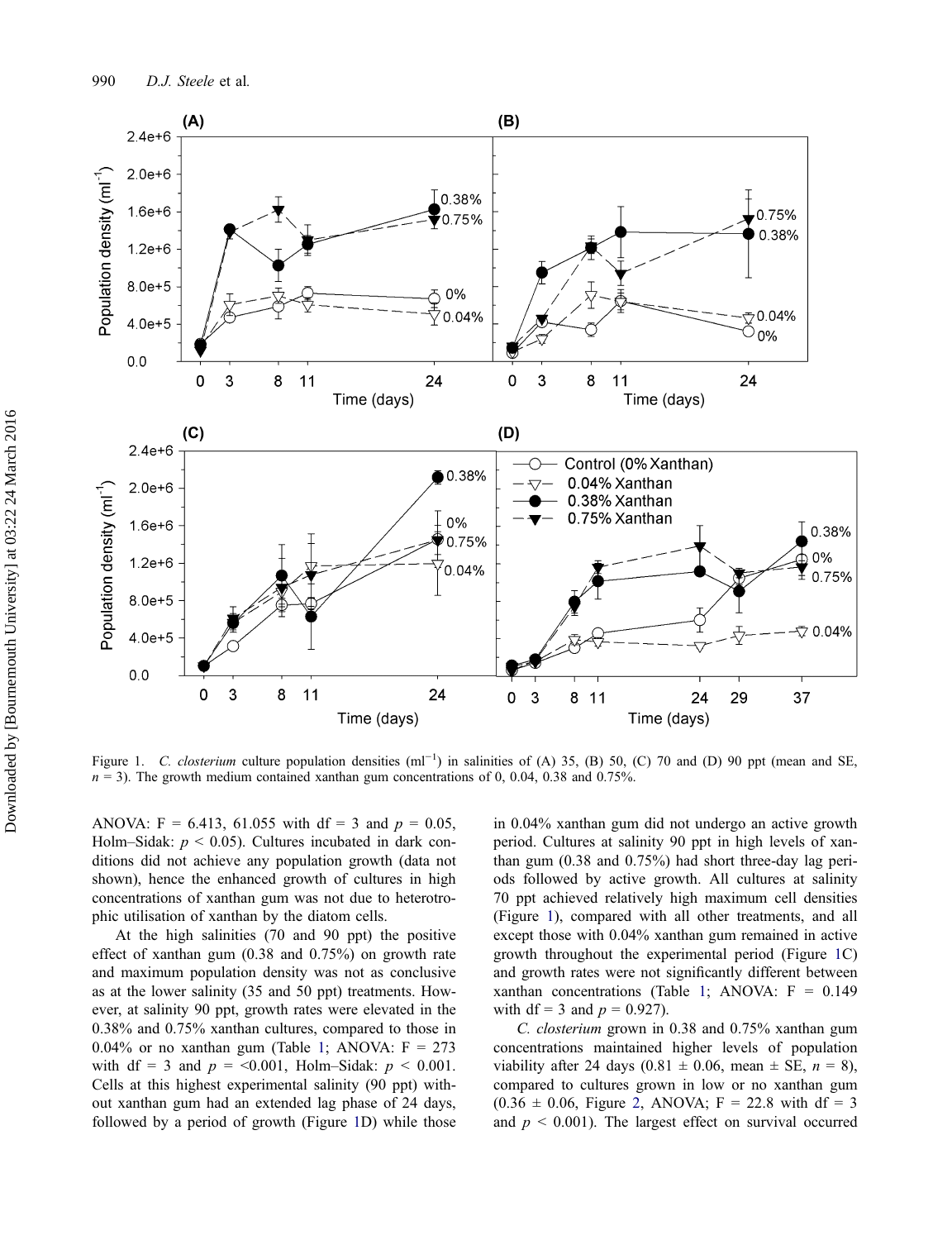Figure 1. *C. closterium* culture population densities (ml$^{-1}$) in salinities of (A) 35, (B) 50, (C) 70 and (D) 90 ppt (mean and SE, $n$ = 3). The growth medium contained xanthan gum concentrations of 0, 0.04, 0.38 and 0.75%.

ANOVA: F = 6.413, 61.055 with df = 3 and $p$ = 0.05, Holm–Sidak: $p$ < 0.05). Cultures incubated in dark conditions did not achieve any population growth (data not shown), hence the enhanced growth of cultures in high concentrations of xanthan gum was not due to heterotrophic utilisation of xanthan by the diatom cells.

At the high salinities (70 and 90 ppt) the positive effect of xanthan gum (0.38 and 0.75%) on growth rate and maximum population density was not as conclusive as at the lower salinity (35 and 50 ppt) treatments. However, at salinity 90 ppt, growth rates were elevated in the 0.38% and 0.75% xanthan cultures, compared to those in 0.04% or no xanthan gum (Table 1; ANOVA: F = 273 with df = 3 and $p$ = <0.001, Holm–Sidak: $p$ < 0.001. Cells at this highest experimental salinity (90 ppt) without xanthan gum had an extended lag phase of 24 days, followed by a period of growth (Figure 1D) while those in 0.04% xanthan gum did not undergo an active growth period. Cultures at salinity 90 ppt in high levels of xanthan gum (0.38 and 0.75%) had short three-day lag periods followed by active growth. All cultures at salinity 70 ppt achieved relatively high maximum cell densities (Figure 1), compared with all other treatments, and all except those with 0.04% xanthan gum remained in active growth throughout the experimental period (Figure 1C) and growth rates were not significantly different between xanthan concentrations (Table 1; ANOVA: F = 0.149 with df = 3 and $p$ = 0.927).

*C. closterium* grown in 0.38 and 0.75% xanthan gum concentrations maintained higher levels of population viability after 24 days (0.81 ± 0.06, mean ± SE, $n$ = 8), compared to cultures grown in low or no xanthan gum (0.36 ± 0.06, Figure 2, ANOVA; F = 22.8 with df = 3 and $p$ < 0.001). The largest effect on survival occurred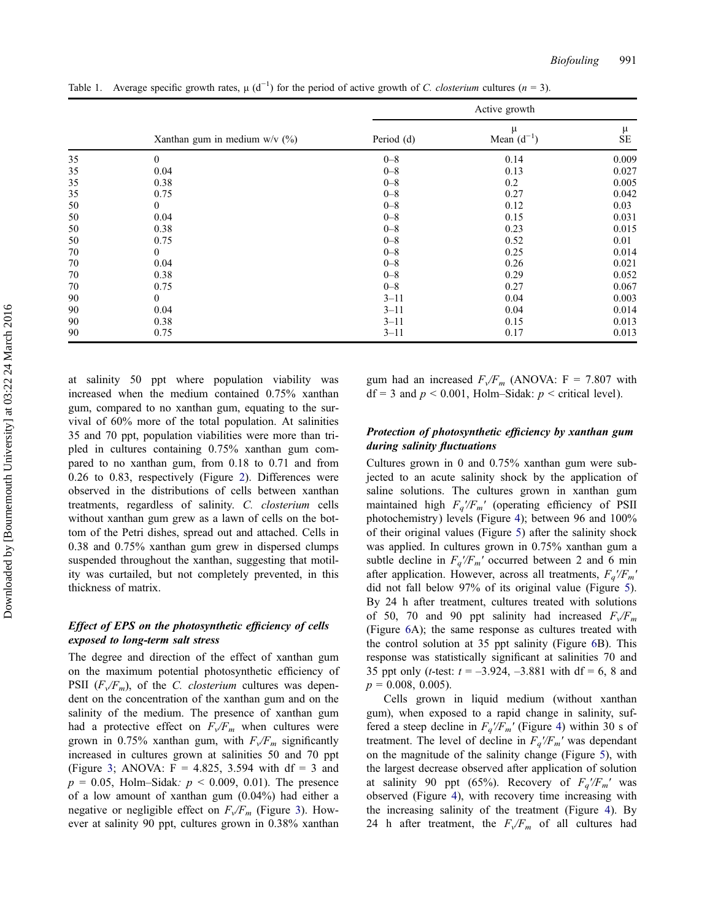Table 1. Average specific growth rates, μ ($d^{-1}$) for the period of active growth of *C. closterium* cultures ($n$ = 3).

| | | Active growth | | |
|---|---|---|---|---|
| | Xanthan gum in medium w/v (%) | Period (d) | μ Mean ($d^{-1}$) | μ SE |
| 35 | 0 | 0–8 | 0.14 | 0.009 |
| 35 | 0.04 | 0–8 | 0.13 | 0.027 |
| 35 | 0.38 | 0–8 | 0.2 | 0.005 |
| 35 | 0.75 | 0–8 | 0.27 | 0.042 |
| 50 | 0 | 0–8 | 0.12 | 0.03 |
| 50 | 0.04 | 0–8 | 0.15 | 0.031 |
| 50 | 0.38 | 0–8 | 0.23 | 0.015 |
| 50 | 0.75 | 0–8 | 0.52 | 0.01 |
| 70 | 0 | 0–8 | 0.25 | 0.014 |
| 70 | 0.04 | 0–8 | 0.26 | 0.021 |
| 70 | 0.38 | 0–8 | 0.29 | 0.052 |
| 70 | 0.75 | 0–8 | 0.27 | 0.067 |
| 90 | 0 | 3–11 | 0.04 | 0.003 |
| 90 | 0.04 | 3–11 | 0.04 | 0.014 |
| 90 | 0.38 | 3–11 | 0.15 | 0.013 |
| 90 | 0.75 | 3–11 | 0.17 | 0.013 |

at salinity 50 ppt where population viability was increased when the medium contained 0.75% xanthan gum, compared to no xanthan gum, equating to the survival of 60% more of the total population. At salinities 35 and 70 ppt, population viabilities were more than tripled in cultures containing 0.75% xanthan gum compared to no xanthan gum, from 0.18 to 0.71 and from 0.26 to 0.83, respectively (Figure 2). Differences were observed in the distributions of cells between xanthan treatments, regardless of salinity. *C. closterium* cells without xanthan gum grew as a lawn of cells on the bottom of the Petri dishes, spread out and attached. Cells in 0.38 and 0.75% xanthan gum grew in dispersed clumps suspended throughout the xanthan, suggesting that motility was curtailed, but not completely prevented, in this thickness of matrix.

### *Effect of EPS on the photosynthetic efficiency of cells exposed to long-term salt stress*

The degree and direction of the effect of xanthan gum on the maximum potential photosynthetic efficiency of PSII ($F_v/F_m$), of the *C. closterium* cultures was dependent on the concentration of the xanthan gum and on the salinity of the medium. The presence of xanthan gum had a protective effect on $F_v/F_m$ when cultures were grown in 0.75% xanthan gum, with $F_v/F_m$ significantly increased in cultures grown at salinities 50 and 70 ppt (Figure 3; ANOVA: F = 4.825, 3.594 with df = 3 and $p$ = 0.05, Holm–Sidak: $p$ < 0.009, 0.01). The presence of a low amount of xanthan gum (0.04%) had either a negative or negligible effect on $F_v/F_m$ (Figure 3). However at salinity 90 ppt, cultures grown in 0.38% xanthan gum had an increased $F_v/F_m$ (ANOVA: F = 7.807 with df = 3 and $p$ < 0.001, Holm–Sidak: $p$ < critical level).

### *Protection of photosynthetic efficiency by xanthan gum during salinity fluctuations*

Cultures grown in 0 and 0.75% xanthan gum were subjected to an acute salinity shock by the application of saline solutions. The cultures grown in xanthan gum maintained high $F_q'/F_m'$ (operating efficiency of PSII photochemistry) levels (Figure 4); between 96 and 100% of their original values (Figure 5) after the salinity shock was applied. In cultures grown in 0.75% xanthan gum a subtle decline in $F_q'/F_m'$ occurred between 2 and 6 min after application. However, across all treatments, $F_q'/F_m'$ did not fall below 97% of its original value (Figure 5). By 24 h after treatment, cultures treated with solutions of 50, 70 and 90 ppt salinity had increased $F_v/F_m$ (Figure 6A); the same response as cultures treated with the control solution at 35 ppt salinity (Figure 6B). This response was statistically significant at salinities 70 and 35 ppt only ($t$-test: $t$ = –3.924, –3.881 with df = 6, 8 and $p$ = 0.008, 0.005).

Cells grown in liquid medium (without xanthan gum), when exposed to a rapid change in salinity, suffered a steep decline in $F_q'/F_m'$ (Figure 4) within 30 s of treatment. The level of decline in $F_q'/F_m'$ was dependant on the magnitude of the salinity change (Figure 5), with the largest decrease observed after application of solution at salinity 90 ppt (65%). Recovery of $F_q'/F_m'$ was observed (Figure 4), with recovery time increasing with the increasing salinity of the treatment (Figure 4). By 24 h after treatment, the $F_v/F_m$ of all cultures had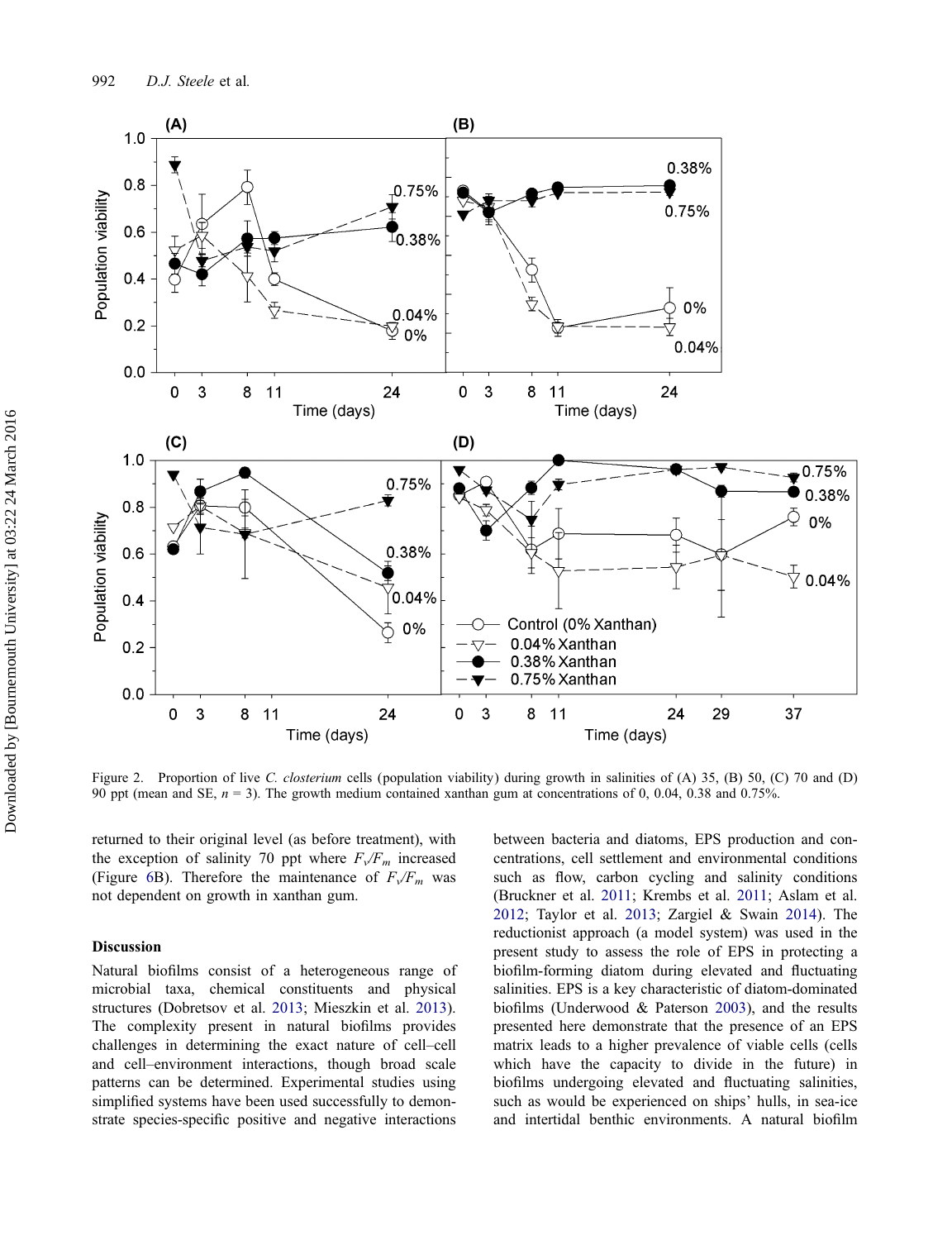Figure 2. Proportion of live *C. closterium* cells (population viability) during growth in salinities of (A) 35, (B) 50, (C) 70 and (D) 90 ppt (mean and SE, $n$ = 3). The growth medium contained xanthan gum at concentrations of 0, 0.04, 0.38 and 0.75%.

returned to their original level (as before treatment), with the exception of salinity 70 ppt where $F_v/F_m$ increased (Figure 6B). Therefore the maintenance of $F_v/F_m$ was not dependent on growth in xanthan gum.

## Discussion

Natural biofilms consist of a heterogeneous range of microbial taxa, chemical constituents and physical structures (Dobretsov et al. 2013; Mieszkin et al. 2013). The complexity present in natural biofilms provides challenges in determining the exact nature of cell–cell and cell–environment interactions, though broad scale patterns can be determined. Experimental studies using simplified systems have been used successfully to demonstrate species-specific positive and negative interactions between bacteria and diatoms, EPS production and concentrations, cell settlement and environmental conditions such as flow, carbon cycling and salinity conditions (Bruckner et al. 2011; Krembs et al. 2011; Aslam et al. 2012; Taylor et al. 2013; Zargiel & Swain 2014). The reductionist approach (a model system) was used in the present study to assess the role of EPS in protecting a biofilm-forming diatom during elevated and fluctuating salinities. EPS is a key characteristic of diatom-dominated biofilms (Underwood & Paterson 2003), and the results presented here demonstrate that the presence of an EPS matrix leads to a higher prevalence of viable cells (cells which have the capacity to divide in the future) in biofilms undergoing elevated and fluctuating salinities, such as would be experienced on ships' hulls, in sea-ice and intertidal benthic environments. A natural biofilm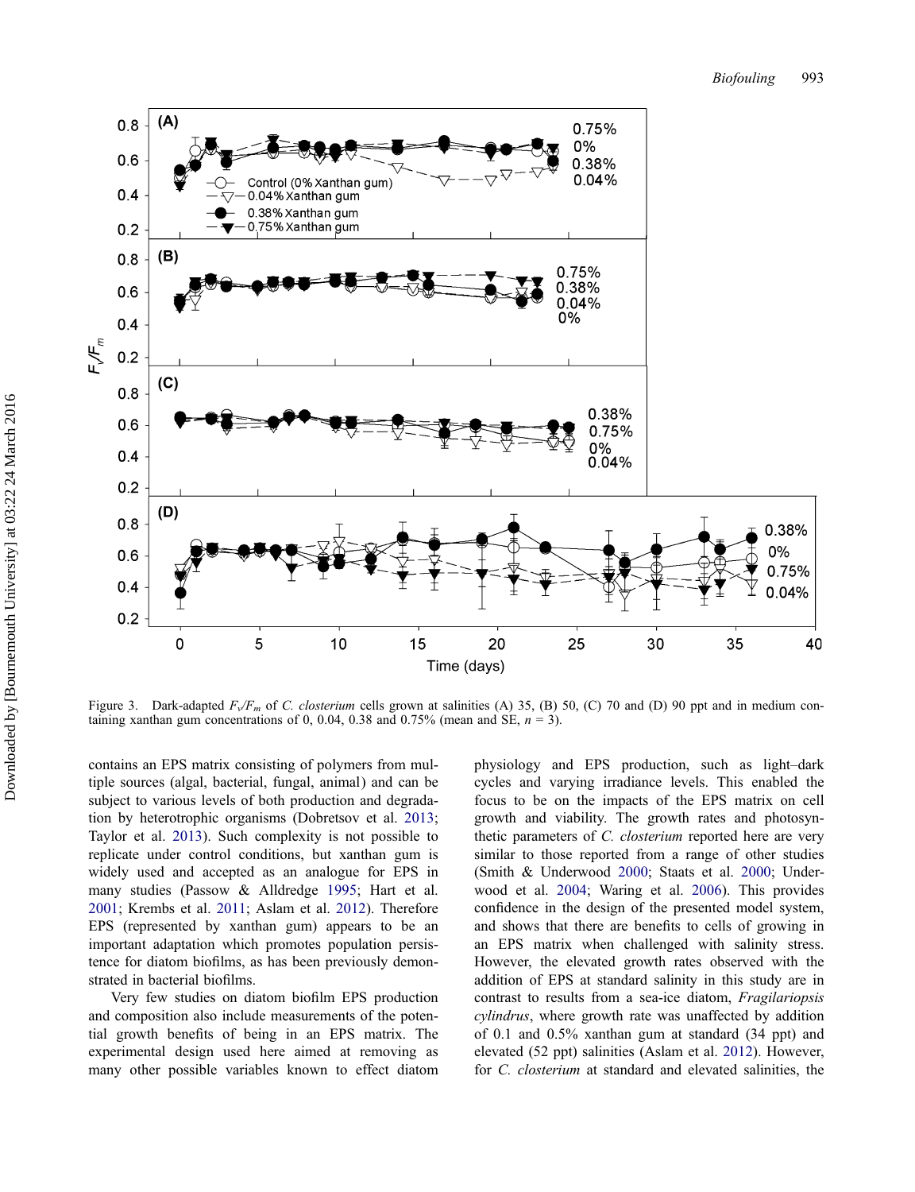Figure 3. Dark-adapted $F_v/F_m$ of *C. closterium* cells grown at salinities (A) 35, (B) 50, (C) 70 and (D) 90 ppt and in medium containing xanthan gum concentrations of 0, 0.04, 0.38 and 0.75% (mean and SE, $n = 3$).

contains an EPS matrix consisting of polymers from multiple sources (algal, bacterial, fungal, animal) and can be subject to various levels of both production and degradation by heterotrophic organisms (Dobretsov et al. 2013; Taylor et al. 2013). Such complexity is not possible to replicate under control conditions, but xanthan gum is widely used and accepted as an analogue for EPS in many studies (Passow & Alldredge 1995; Hart et al. 2001; Krembs et al. 2011; Aslam et al. 2012). Therefore EPS (represented by xanthan gum) appears to be an important adaptation which promotes population persistence for diatom biofilms, as has been previously demonstrated in bacterial biofilms.

Very few studies on diatom biofilm EPS production and composition also include measurements of the potential growth benefits of being in an EPS matrix. The experimental design used here aimed at removing as many other possible variables known to effect diatom physiology and EPS production, such as light–dark cycles and varying irradiance levels. This enabled the focus to be on the impacts of the EPS matrix on cell growth and viability. The growth rates and photosynthetic parameters of *C. closterium* reported here are very similar to those reported from a range of other studies (Smith & Underwood 2000; Staats et al. 2000; Underwood et al. 2004; Waring et al. 2006). This provides confidence in the design of the presented model system, and shows that there are benefits to cells of growing in an EPS matrix when challenged with salinity stress. However, the elevated growth rates observed with the addition of EPS at standard salinity in this study are in contrast to results from a sea-ice diatom, *Fragilariopsis cylindrus*, where growth rate was unaffected by addition of 0.1 and 0.5% xanthan gum at standard (34 ppt) and elevated (52 ppt) salinities (Aslam et al. 2012). However, for *C. closterium* at standard and elevated salinities, the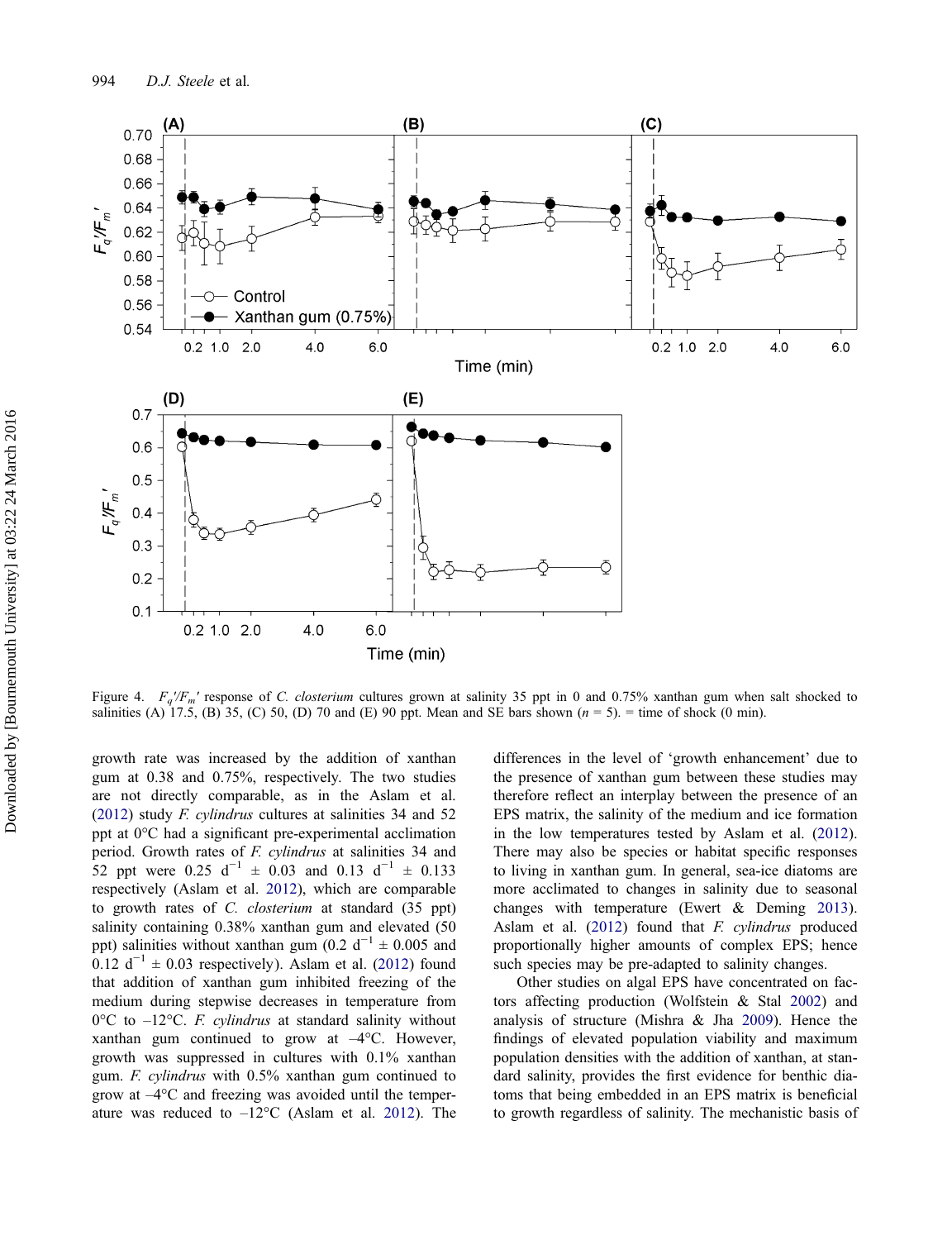Figure 4. $F_q'/F_m'$ response of *C. closterium* cultures grown at salinity 35 ppt in 0 and 0.75% xanthan gum when salt shocked to salinities (A) 17.5, (B) 35, (C) 50, (D) 70 and (E) 90 ppt. Mean and SE bars shown ($n$ = 5). = time of shock (0 min).

growth rate was increased by the addition of xanthan gum at 0.38 and 0.75%, respectively. The two studies are not directly comparable, as in the Aslam et al. (2012) study *F. cylindrus* cultures at salinities 34 and 52 ppt at 0°C had a significant pre-experimental acclimation period. Growth rates of *F. cylindrus* at salinities 34 and 52 ppt were 0.25 $d^{-1}$ ± 0.03 and 0.13 $d^{-1}$ ± 0.133 respectively (Aslam et al. 2012), which are comparable to growth rates of *C. closterium* at standard (35 ppt) salinity containing 0.38% xanthan gum and elevated (50 ppt) salinities without xanthan gum (0.2 $d^{-1}$ ± 0.005 and 0.12 $d^{-1}$ ± 0.03 respectively). Aslam et al. (2012) found that addition of xanthan gum inhibited freezing of the medium during stepwise decreases in temperature from 0°C to –12°C. *F. cylindrus* at standard salinity without xanthan gum continued to grow at –4°C. However, growth was suppressed in cultures with 0.1% xanthan gum. *F. cylindrus* with 0.5% xanthan gum continued to grow at –4°C and freezing was avoided until the temperature was reduced to –12°C (Aslam et al. 2012). The differences in the level of 'growth enhancement' due to the presence of xanthan gum between these studies may therefore reflect an interplay between the presence of an EPS matrix, the salinity of the medium and ice formation in the low temperatures tested by Aslam et al. (2012). There may also be species or habitat specific responses to living in xanthan gum. In general, sea-ice diatoms are more acclimated to changes in salinity due to seasonal changes with temperature (Ewert & Deming 2013). Aslam et al. (2012) found that *F. cylindrus* produced proportionally higher amounts of complex EPS; hence such species may be pre-adapted to salinity changes.

Other studies on algal EPS have concentrated on factors affecting production (Wolfstein & Stal 2002) and analysis of structure (Mishra & Jha 2009). Hence the findings of elevated population viability and maximum population densities with the addition of xanthan, at standard salinity, provides the first evidence for benthic diatoms that being embedded in an EPS matrix is beneficial to growth regardless of salinity. The mechanistic basis of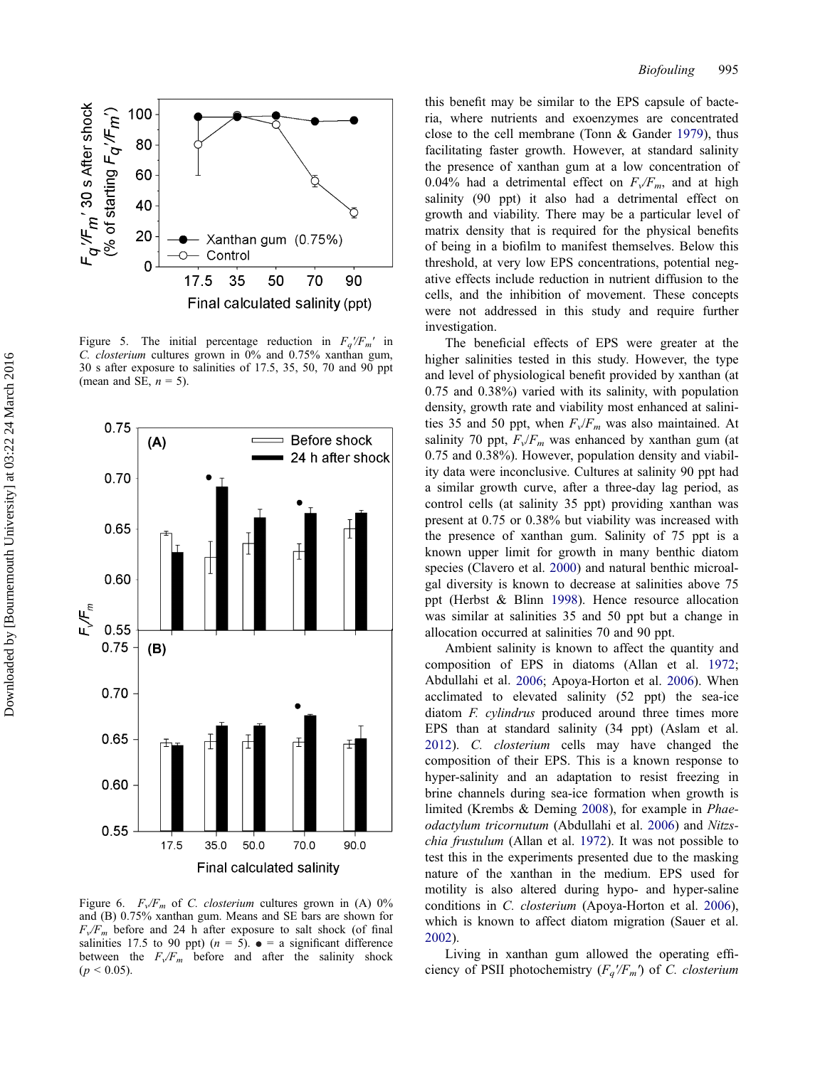Figure 5. The initial percentage reduction in $F_q'/F_m'$ in *C. closterium* cultures grown in 0% and 0.75% xanthan gum, 30 s after exposure to salinities of 17.5, 35, 50, 70 and 90 ppt (mean and SE, $n = 5$).

Figure 6. $F_v/F_m$ of *C. closterium* cultures grown in (A) 0% and (B) 0.75% xanthan gum. Means and SE bars are shown for $F_v/F_m$ before and 24 h after exposure to salt shock (of final salinities 17.5 to 90 ppt) ($n = 5$). ● = a significant difference between the $F_v/F_m$ before and after the salinity shock ($p < 0.05$).

this benefit may be similar to the EPS capsule of bacteria, where nutrients and exoenzymes are concentrated close to the cell membrane (Tonn & Gander 1979), thus facilitating faster growth. However, at standard salinity the presence of xanthan gum at a low concentration of 0.04% had a detrimental effect on $F_v/F_m$, and at high salinity (90 ppt) it also had a detrimental effect on growth and viability. There may be a particular level of matrix density that is required for the physical benefits of being in a biofilm to manifest themselves. Below this threshold, at very low EPS concentrations, potential negative effects include reduction in nutrient diffusion to the cells, and the inhibition of movement. These concepts were not addressed in this study and require further investigation.

The beneficial effects of EPS were greater at the higher salinities tested in this study. However, the type and level of physiological benefit provided by xanthan (at 0.75 and 0.38%) varied with its salinity, with population density, growth rate and viability most enhanced at salinities 35 and 50 ppt, when $F_v/F_m$ was also maintained. At salinity 70 ppt, $F_v/F_m$ was enhanced by xanthan gum (at 0.75 and 0.38%). However, population density and viability data were inconclusive. Cultures at salinity 90 ppt had a similar growth curve, after a three-day lag period, as control cells (at salinity 35 ppt) providing xanthan was present at 0.75 or 0.38% but viability was increased with the presence of xanthan gum. Salinity of 75 ppt is a known upper limit for growth in many benthic diatom species (Clavero et al. 2000) and natural benthic microalgal diversity is known to decrease at salinities above 75 ppt (Herbst & Blinn 1998). Hence resource allocation was similar at salinities 35 and 50 ppt but a change in allocation occurred at salinities 70 and 90 ppt.

Ambient salinity is known to affect the quantity and composition of EPS in diatoms (Allan et al. 1972; Abdullahi et al. 2006; Apoya-Horton et al. 2006). When acclimated to elevated salinity (52 ppt) the sea-ice diatom *F. cylindrus* produced around three times more EPS than at standard salinity (34 ppt) (Aslam et al. 2012). *C. closterium* cells may have changed the composition of their EPS. This is a known response to hyper-salinity and an adaptation to resist freezing in brine channels during sea-ice formation when growth is limited (Krembs & Deming 2008), for example in *Phaeodactylum tricornutum* (Abdullahi et al. 2006) and *Nitzschia frustulum* (Allan et al. 1972). It was not possible to test this in the experiments presented due to the masking nature of the xanthan in the medium. EPS used for motility is also altered during hypo- and hyper-saline conditions in *C. closterium* (Apoya-Horton et al. 2006), which is known to affect diatom migration (Sauer et al. 2002).

Living in xanthan gum allowed the operating efficiency of PSII photochemistry ($F_q'/F_m'$) of *C. closterium*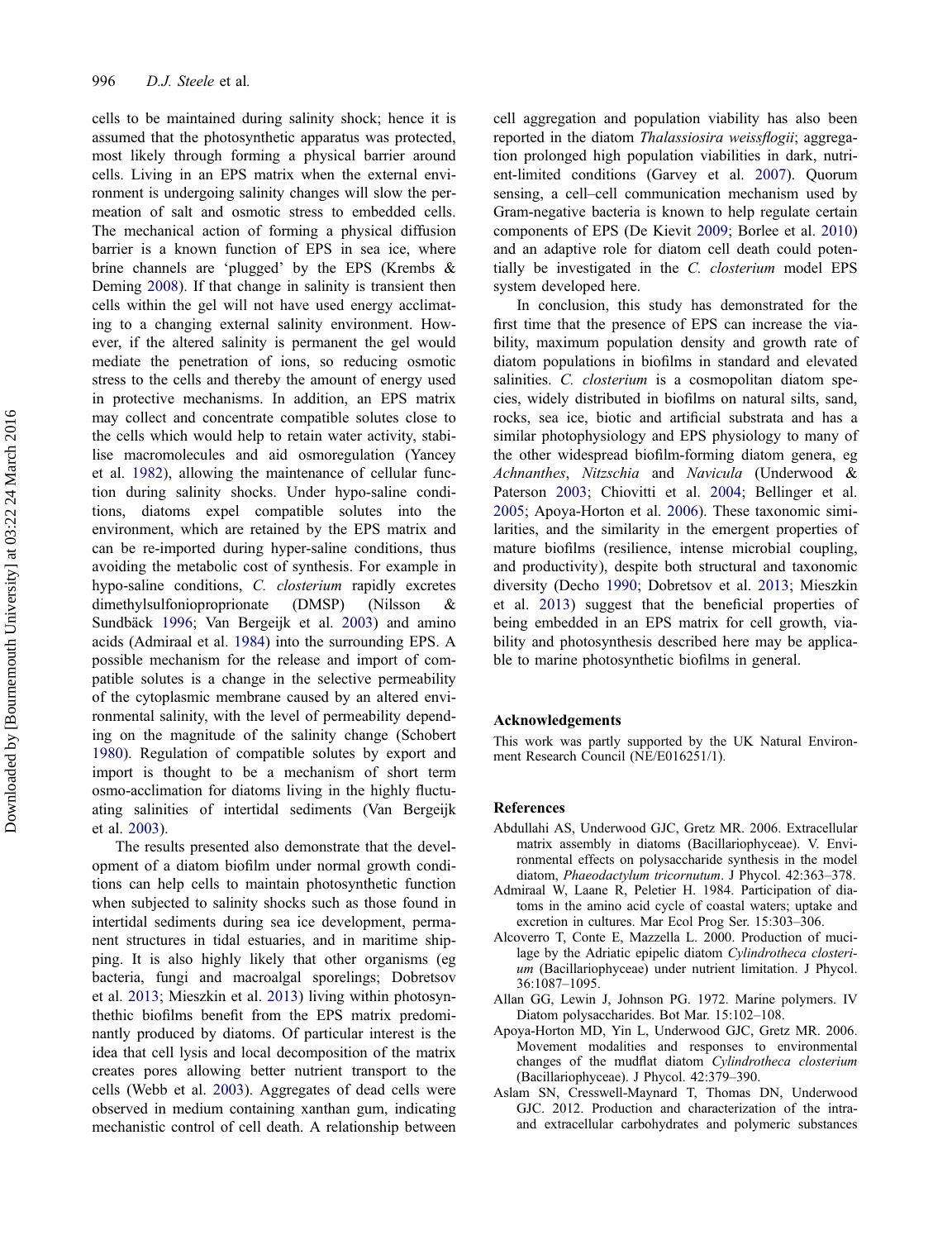cells to be maintained during salinity shock; hence it is assumed that the photosynthetic apparatus was protected, most likely through forming a physical barrier around cells. Living in an EPS matrix when the external environment is undergoing salinity changes will slow the permeation of salt and osmotic stress to embedded cells. The mechanical action of forming a physical diffusion barrier is a known function of EPS in sea ice, where brine channels are 'plugged' by the EPS (Krembs & Deming 2008). If that change in salinity is transient then cells within the gel will not have used energy acclimating to a changing external salinity environment. However, if the altered salinity is permanent the gel would mediate the penetration of ions, so reducing osmotic stress to the cells and thereby the amount of energy used in protective mechanisms. In addition, an EPS matrix may collect and concentrate compatible solutes close to the cells which would help to retain water activity, stabilise macromolecules and aid osmoregulation (Yancey et al. 1982), allowing the maintenance of cellular function during salinity shocks. Under hypo-saline conditions, diatoms expel compatible solutes into the environment, which are retained by the EPS matrix and can be re-imported during hyper-saline conditions, thus avoiding the metabolic cost of synthesis. For example in hypo-saline conditions, *C. closterium* rapidly excretes dimethylsulfonioproprionate (DMSP) (Nilsson & Sundbäck 1996; Van Bergeijk et al. 2003) and amino acids (Admiraal et al. 1984) into the surrounding EPS. A possible mechanism for the release and import of compatible solutes is a change in the selective permeability of the cytoplasmic membrane caused by an altered environmental salinity, with the level of permeability depending on the magnitude of the salinity change (Schobert 1980). Regulation of compatible solutes by export and import is thought to be a mechanism of short term osmo-acclimation for diatoms living in the highly fluctuating salinities of intertidal sediments (Van Bergeijk et al. 2003).

The results presented also demonstrate that the development of a diatom biofilm under normal growth conditions can help cells to maintain photosynthetic function when subjected to salinity shocks such as those found in intertidal sediments during sea ice development, permanent structures in tidal estuaries, and in maritime shipping. It is also highly likely that other organisms (eg bacteria, fungi and macroalgal sporelings; Dobretsov et al. 2013; Mieszkin et al. 2013) living within photosynthethic biofilms benefit from the EPS matrix predominantly produced by diatoms. Of particular interest is the idea that cell lysis and local decomposition of the matrix creates pores allowing better nutrient transport to the cells (Webb et al. 2003). Aggregates of dead cells were observed in medium containing xanthan gum, indicating mechanistic control of cell death. A relationship between cell aggregation and population viability has also been reported in the diatom *Thalassiosira weissflogii*; aggregation prolonged high population viabilities in dark, nutrient-limited conditions (Garvey et al. 2007). Quorum sensing, a cell–cell communication mechanism used by Gram-negative bacteria is known to help regulate certain components of EPS (De Kievit 2009; Borlee et al. 2010) and an adaptive role for diatom cell death could potentially be investigated in the *C. closterium* model EPS system developed here.

In conclusion, this study has demonstrated for the first time that the presence of EPS can increase the viability, maximum population density and growth rate of diatom populations in biofilms in standard and elevated salinities. *C. closterium* is a cosmopolitan diatom species, widely distributed in biofilms on natural silts, sand, rocks, sea ice, biotic and artificial substrata and has a similar photophysiology and EPS physiology to many of the other widespread biofilm-forming diatom genera, eg *Achnanthes*, *Nitzschia* and *Navicula* (Underwood & Paterson 2003; Chiovitti et al. 2004; Bellinger et al. 2005; Apoya-Horton et al. 2006). These taxonomic similarities, and the similarity in the emergent properties of mature biofilms (resilience, intense microbial coupling, and productivity), despite both structural and taxonomic diversity (Decho 1990; Dobretsov et al. 2013; Mieszkin et al. 2013) suggest that the beneficial properties of being embedded in an EPS matrix for cell growth, viability and photosynthesis described here may be applicable to marine photosynthetic biofilms in general.

## Acknowledgements

This work was partly supported by the UK Natural Environment Research Council (NE/E016251/1).

## References

Abdullahi AS, Underwood GJC, Gretz MR. 2006. Extracellular matrix assembly in diatoms (Bacillariophyceae). V. Environmental effects on polysaccharide synthesis in the model diatom, *Phaeodactylum tricornutum*. J Phycol. 42:363–378.

Admiraal W, Laane R, Peletier H. 1984. Participation of diatoms in the amino acid cycle of coastal waters; uptake and excretion in cultures. Mar Ecol Prog Ser. 15:303–306.

Alcoverro T, Conte E, Mazzella L. 2000. Production of mucilage by the Adriatic epipelic diatom *Cylindrotheca closterium* (Bacillariophyceae) under nutrient limitation. J Phycol. 36:1087–1095.

Allan GG, Lewin J, Johnson PG. 1972. Marine polymers. IV Diatom polysaccharides. Bot Mar. 15:102–108.

Apoya-Horton MD, Yin L, Underwood GJC, Gretz MR. 2006. Movement modalities and responses to environmental changes of the mudflat diatom *Cylindrotheca closterium* (Bacillariophyceae). J Phycol. 42:379–390.

Aslam SN, Cresswell-Maynard T, Thomas DN, Underwood GJC. 2012. Production and characterization of the intra- and extracellular carbohydrates and polymeric substances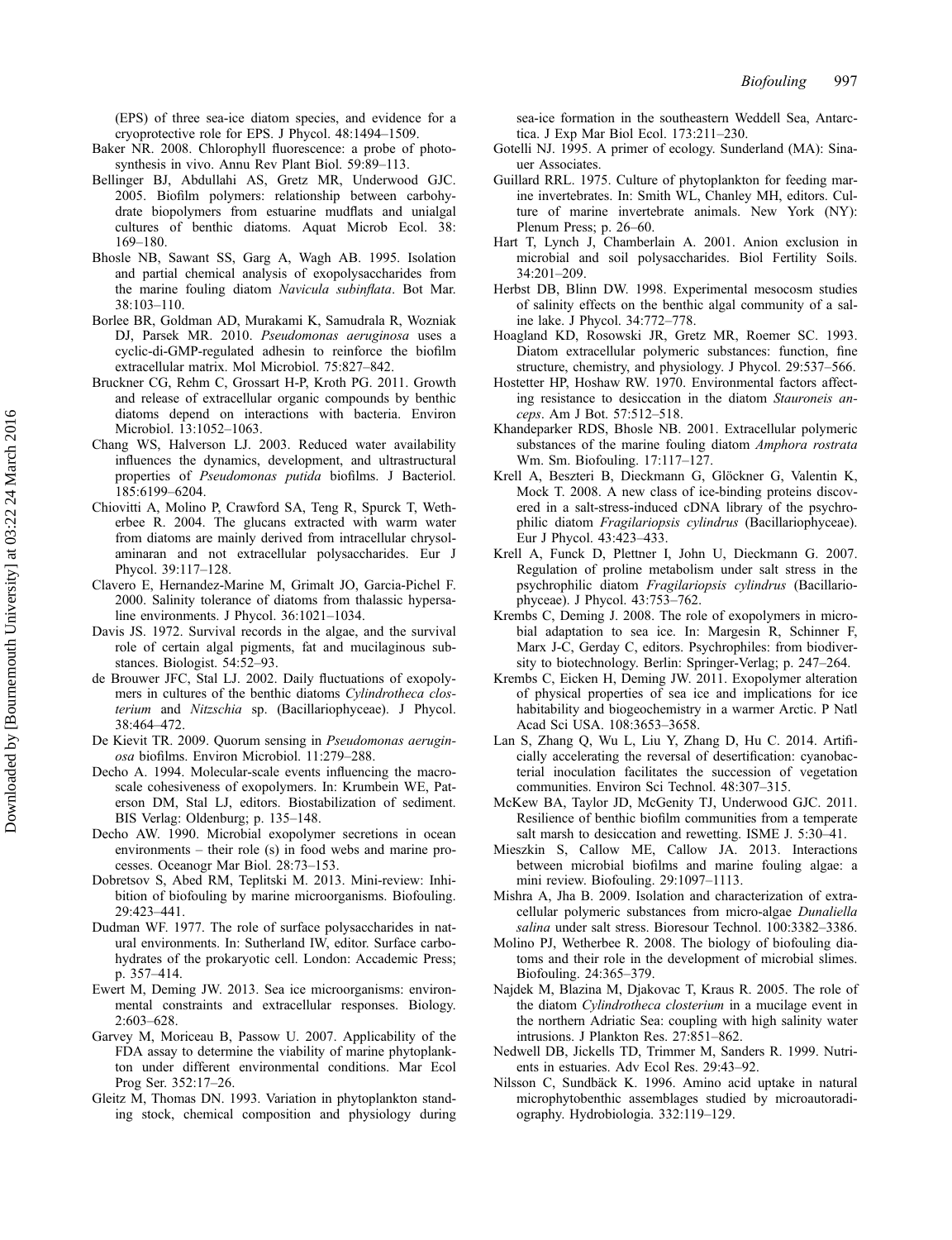(EPS) of three sea-ice diatom species, and evidence for a cryoprotective role for EPS. J Phycol. 48:1494–1509.

Baker NR. 2008. Chlorophyll fluorescence: a probe of photosynthesis in vivo. Annu Rev Plant Biol. 59:89–113.

Bellinger BJ, Abdullahi AS, Gretz MR, Underwood GJC. 2005. Biofilm polymers: relationship between carbohydrate biopolymers from estuarine mudflats and unialgal cultures of benthic diatoms. Aquat Microb Ecol. 38: 169–180.

Bhosle NB, Sawant SS, Garg A, Wagh AB. 1995. Isolation and partial chemical analysis of exopolysaccharides from the marine fouling diatom *Navicula subinflata*. Bot Mar. 38:103–110.

Borlee BR, Goldman AD, Murakami K, Samudrala R, Wozniak DJ, Parsek MR. 2010. *Pseudomonas aeruginosa* uses a cyclic-di-GMP-regulated adhesin to reinforce the biofilm extracellular matrix. Mol Microbiol. 75:827–842.

Bruckner CG, Rehm C, Grossart H-P, Kroth PG. 2011. Growth and release of extracellular organic compounds by benthic diatoms depend on interactions with bacteria. Environ Microbiol. 13:1052–1063.

Chang WS, Halverson LJ. 2003. Reduced water availability influences the dynamics, development, and ultrastructural properties of *Pseudomonas putida* biofilms. J Bacteriol. 185:6199–6204.

Chiovitti A, Molino P, Crawford SA, Teng R, Spurck T, Wetherbee R. 2004. The glucans extracted with warm water from diatoms are mainly derived from intracellular chrysolaminaran and not extracellular polysaccharides. Eur J Phycol. 39:117–128.

Clavero E, Hernandez-Marine M, Grimalt JO, Garcia-Pichel F. 2000. Salinity tolerance of diatoms from thalassic hypersaline environments. J Phycol. 36:1021–1034.

Davis JS. 1972. Survival records in the algae, and the survival role of certain algal pigments, fat and mucilaginous substances. Biologist. 54:52–93.

de Brouwer JFC, Stal LJ. 2002. Daily fluctuations of exopolymers in cultures of the benthic diatoms *Cylindrotheca closterium* and *Nitzschia* sp. (Bacillariophyceae). J Phycol. 38:464–472.

De Kievit TR. 2009. Quorum sensing in *Pseudomonas aeruginosa* biofilms. Environ Microbiol. 11:279–288.

Decho A. 1994. Molecular-scale events influencing the macroscale cohesiveness of exopolymers. In: Krumbein WE, Paterson DM, Stal LJ, editors. Biostabilization of sediment. BIS Verlag: Oldenburg; p. 135–148.

Decho AW. 1990. Microbial exopolymer secretions in ocean environments – their role (s) in food webs and marine processes. Oceanogr Mar Biol. 28:73–153.

Dobretsov S, Abed RM, Teplitski M. 2013. Mini-review: Inhibition of biofouling by marine microorganisms. Biofouling. 29:423–441.

Dudman WF. 1977. The role of surface polysaccharides in natural environments. In: Sutherland IW, editor. Surface carbohydrates of the prokaryotic cell. London: Accademic Press; p. 357–414.

Ewert M, Deming JW. 2013. Sea ice microorganisms: environmental constraints and extracellular responses. Biology. 2:603–628.

Garvey M, Moriceau B, Passow U. 2007. Applicability of the FDA assay to determine the viability of marine phytoplankton under different environmental conditions. Mar Ecol Prog Ser. 352:17–26.

Gleitz M, Thomas DN. 1993. Variation in phytoplankton standing stock, chemical composition and physiology during sea-ice formation in the southeastern Weddell Sea, Antarctica. J Exp Mar Biol Ecol. 173:211–230.

Gotelli NJ. 1995. A primer of ecology. Sunderland (MA): Sinauer Associates.

Guillard RRL. 1975. Culture of phytoplankton for feeding marine invertebrates. In: Smith WL, Chanley MH, editors. Culture of marine invertebrate animals. New York (NY): Plenum Press; p. 26–60.

Hart T, Lynch J, Chamberlain A. 2001. Anion exclusion in microbial and soil polysaccharides. Biol Fertility Soils. 34:201–209.

Herbst DB, Blinn DW. 1998. Experimental mesocosm studies of salinity effects on the benthic algal community of a saline lake. J Phycol. 34:772–778.

Hoagland KD, Rosowski JR, Gretz MR, Roemer SC. 1993. Diatom extracellular polymeric substances: function, fine structure, chemistry, and physiology. J Phycol. 29:537–566.

Hostetter HP, Hoshaw RW. 1970. Environmental factors affecting resistance to desiccation in the diatom *Stauroneis anceps*. Am J Bot. 57:512–518.

Khandeparker RDS, Bhosle NB. 2001. Extracellular polymeric substances of the marine fouling diatom *Amphora rostrata* Wm. Sm. Biofouling. 17:117–127.

Krell A, Beszteri B, Dieckmann G, Glöckner G, Valentin K, Mock T. 2008. A new class of ice-binding proteins discovered in a salt-stress-induced cDNA library of the psychrophilic diatom *Fragilariopsis cylindrus* (Bacillariophyceae). Eur J Phycol. 43:423–433.

Krell A, Funck D, Plettner I, John U, Dieckmann G. 2007. Regulation of proline metabolism under salt stress in the psychrophilic diatom *Fragilariopsis cylindrus* (Bacillariophyceae). J Phycol. 43:753–762.

Krembs C, Deming J. 2008. The role of exopolymers in microbial adaptation to sea ice. In: Margesin R, Schinner F, Marx J-C, Gerday C, editors. Psychrophiles: from biodiversity to biotechnology. Berlin: Springer-Verlag; p. 247–264.

Krembs C, Eicken H, Deming JW. 2011. Exopolymer alteration of physical properties of sea ice and implications for ice habitability and biogeochemistry in a warmer Arctic. P Natl Acad Sci USA. 108:3653–3658.

Lan S, Zhang Q, Wu L, Liu Y, Zhang D, Hu C. 2014. Artificially accelerating the reversal of desertification: cyanobacterial inoculation facilitates the succession of vegetation communities. Environ Sci Technol. 48:307–315.

McKew BA, Taylor JD, McGenity TJ, Underwood GJC. 2011. Resilience of benthic biofilm communities from a temperate salt marsh to desiccation and rewetting. ISME J. 5:30–41.

Mieszkin S, Callow ME, Callow JA. 2013. Interactions between microbial biofilms and marine fouling algae: a mini review. Biofouling. 29:1097–1113.

Mishra A, Jha B. 2009. Isolation and characterization of extracellular polymeric substances from micro-algae *Dunaliella salina* under salt stress. Bioresour Technol. 100:3382–3386.

Molino PJ, Wetherbee R. 2008. The biology of biofouling diatoms and their role in the development of microbial slimes. Biofouling. 24:365–379.

Najdek M, Blazina M, Djakovac T, Kraus R. 2005. The role of the diatom *Cylindrotheca closterium* in a mucilage event in the northern Adriatic Sea: coupling with high salinity water intrusions. J Plankton Res. 27:851–862.

Nedwell DB, Jickells TD, Trimmer M, Sanders R. 1999. Nutrients in estuaries. Adv Ecol Res. 29:43–92.

Nilsson C, Sundbäck K. 1996. Amino acid uptake in natural microphytobenthic assemblages studied by microautoradiography. Hydrobiologia. 332:119–129.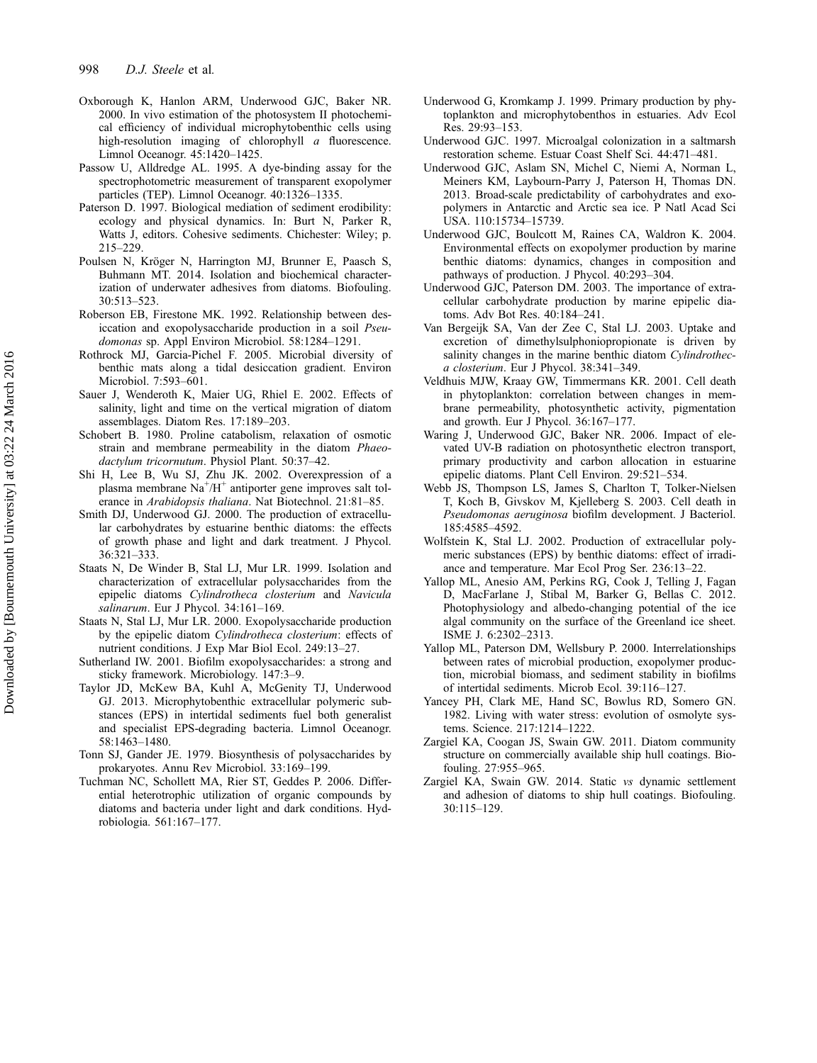Oxborough K, Hanlon ARM, Underwood GJC, Baker NR. 2000. In vivo estimation of the photosystem II photochemical efficiency of individual microphytobenthic cells using high-resolution imaging of chlorophyll *a* fluorescence. Limnol Oceanogr. 45:1420–1425.

Passow U, Alldredge AL. 1995. A dye-binding assay for the spectrophotometric measurement of transparent exopolymer particles (TEP). Limnol Oceanogr. 40:1326–1335.

Paterson D. 1997. Biological mediation of sediment erodibility: ecology and physical dynamics. In: Burt N, Parker R, Watts J, editors. Cohesive sediments. Chichester: Wiley; p. 215–229.

Poulsen N, Kröger N, Harrington MJ, Brunner E, Paasch S, Buhmann MT. 2014. Isolation and biochemical characterization of underwater adhesives from diatoms. Biofouling. 30:513–523.

Roberson EB, Firestone MK. 1992. Relationship between desiccation and exopolysaccharide production in a soil *Pseudomonas* sp. Appl Environ Microbiol. 58:1284–1291.

Rothrock MJ, Garcia-Pichel F. 2005. Microbial diversity of benthic mats along a tidal desiccation gradient. Environ Microbiol. 7:593–601.

Sauer J, Wenderoth K, Maier UG, Rhiel E. 2002. Effects of salinity, light and time on the vertical migration of diatom assemblages. Diatom Res. 17:189–203.

Schobert B. 1980. Proline catabolism, relaxation of osmotic strain and membrane permeability in the diatom *Phaeodactylum tricornutum*. Physiol Plant. 50:37–42.

Shi H, Lee B, Wu SJ, Zhu JK. 2002. Overexpression of a plasma membrane $Na^+/H^+$ antiporter gene improves salt tolerance in *Arabidopsis thaliana*. Nat Biotechnol. 21:81–85.

Smith DJ, Underwood GJ. 2000. The production of extracellular carbohydrates by estuarine benthic diatoms: the effects of growth phase and light and dark treatment. J Phycol. 36:321–333.

Staats N, De Winder B, Stal LJ, Mur LR. 1999. Isolation and characterization of extracellular polysaccharides from the epipelic diatoms *Cylindrotheca closterium* and *Navicula salinarum*. Eur J Phycol. 34:161–169.

Staats N, Stal LJ, Mur LR. 2000. Exopolysaccharide production by the epipelic diatom *Cylindrotheca closterium*: effects of nutrient conditions. J Exp Mar Biol Ecol. 249:13–27.

Sutherland IW. 2001. Biofilm exopolysaccharides: a strong and sticky framework. Microbiology. 147:3–9.

Taylor JD, McKew BA, Kuhl A, McGenity TJ, Underwood GJ. 2013. Microphytobenthic extracellular polymeric substances (EPS) in intertidal sediments fuel both generalist and specialist EPS-degrading bacteria. Limnol Oceanogr. 58:1463–1480.

Tonn SJ, Gander JE. 1979. Biosynthesis of polysaccharides by prokaryotes. Annu Rev Microbiol. 33:169–199.

Tuchman NC, Schollett MA, Rier ST, Geddes P. 2006. Differential heterotrophic utilization of organic compounds by diatoms and bacteria under light and dark conditions. Hydrobiologia. 561:167–177.

Underwood G, Kromkamp J. 1999. Primary production by phytoplankton and microphytobenthos in estuaries. Adv Ecol Res. 29:93–153.

Underwood GJC. 1997. Microalgal colonization in a saltmarsh restoration scheme. Estuar Coast Shelf Sci. 44:471–481.

Underwood GJC, Aslam SN, Michel C, Niemi A, Norman L, Meiners KM, Laybourn-Parry J, Paterson H, Thomas DN. 2013. Broad-scale predictability of carbohydrates and exopolymers in Antarctic and Arctic sea ice. P Natl Acad Sci USA. 110:15734–15739.

Underwood GJC, Boulcott M, Raines CA, Waldron K. 2004. Environmental effects on exopolymer production by marine benthic diatoms: dynamics, changes in composition and pathways of production. J Phycol. 40:293–304.

Underwood GJC, Paterson DM. 2003. The importance of extracellular carbohydrate production by marine epipelic diatoms. Adv Bot Res. 40:184–241.

Van Bergeijk SA, Van der Zee C, Stal LJ. 2003. Uptake and excretion of dimethylsulphoniopropionate is driven by salinity changes in the marine benthic diatom *Cylindrotheca closterium*. Eur J Phycol. 38:341–349.

Veldhuis MJW, Kraay GW, Timmermans KR. 2001. Cell death in phytoplankton: correlation between changes in membrane permeability, photosynthetic activity, pigmentation and growth. Eur J Phycol. 36:167–177.

Waring J, Underwood GJC, Baker NR. 2006. Impact of elevated UV-B radiation on photosynthetic electron transport, primary productivity and carbon allocation in estuarine epipelic diatoms. Plant Cell Environ. 29:521–534.

Webb JS, Thompson LS, James S, Charlton T, Tolker-Nielsen T, Koch B, Givskov M, Kjelleberg S. 2003. Cell death in *Pseudomonas aeruginosa* biofilm development. J Bacteriol. 185:4585–4592.

Wolfstein K, Stal LJ. 2002. Production of extracellular polymeric substances (EPS) by benthic diatoms: effect of irradiance and temperature. Mar Ecol Prog Ser. 236:13–22.

Yallop ML, Anesio AM, Perkins RG, Cook J, Telling J, Fagan D, MacFarlane J, Stibal M, Barker G, Bellas C. 2012. Photophysiology and albedo-changing potential of the ice algal community on the surface of the Greenland ice sheet. ISME J. 6:2302–2313.

Yallop ML, Paterson DM, Wellsbury P. 2000. Interrelationships between rates of microbial production, exopolymer production, microbial biomass, and sediment stability in biofilms of intertidal sediments. Microb Ecol. 39:116–127.

Yancey PH, Clark ME, Hand SC, Bowlus RD, Somero GN. 1982. Living with water stress: evolution of osmolyte systems. Science. 217:1214–1222.

Zargiel KA, Coogan JS, Swain GW. 2011. Diatom community structure on commercially available ship hull coatings. Biofouling. 27:955–965.

Zargiel KA, Swain GW. 2014. Static *vs* dynamic settlement and adhesion of diatoms to ship hull coatings. Biofouling. 30:115–129.